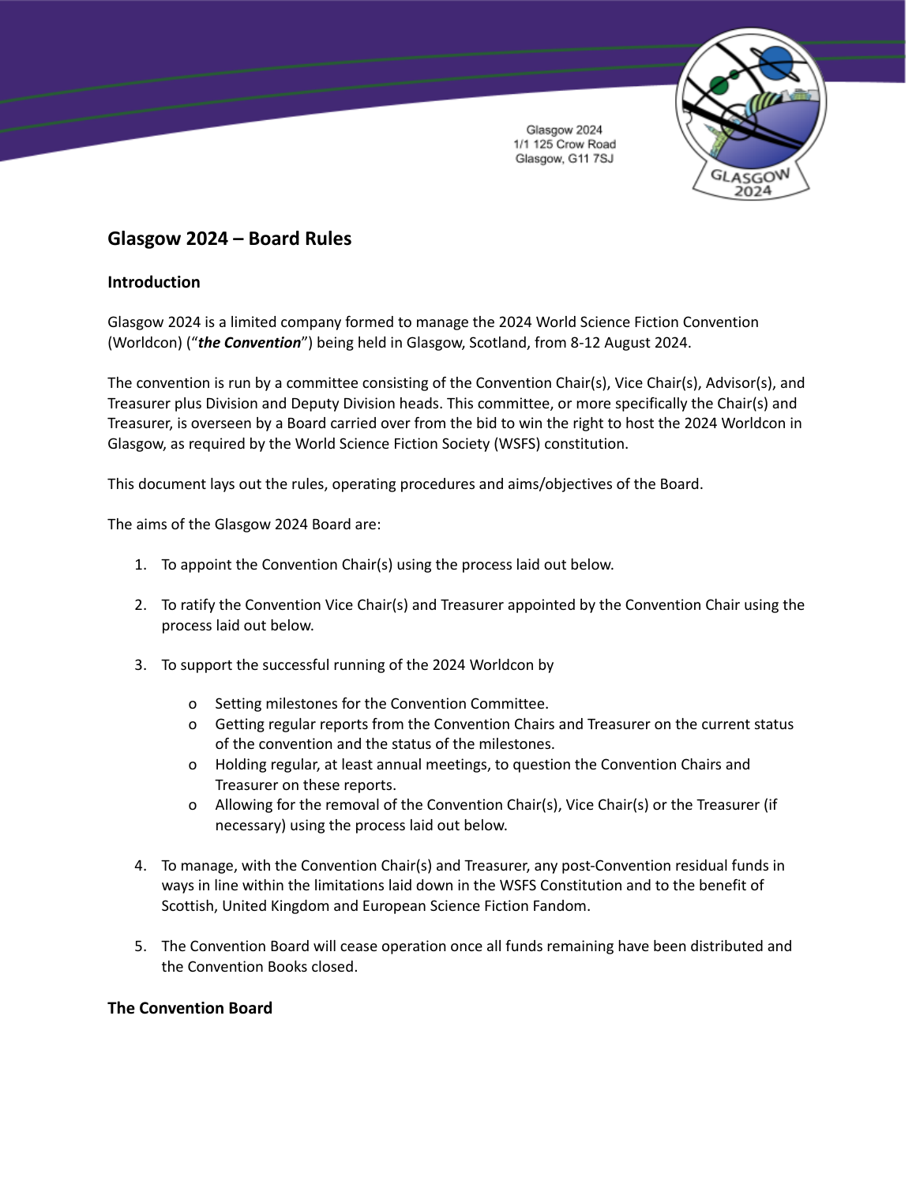Glasgow 2024
1/1 125 Crow Road
Glasgow, G11 7SJ

## Glasgow 2024 – Board Rules

### Introduction

Glasgow 2024 is a limited company formed to manage the 2024 World Science Fiction Convention (Worldcon) ("***the Convention***") being held in Glasgow, Scotland, from 8-12 August 2024.

The convention is run by a committee consisting of the Convention Chair(s), Vice Chair(s), Advisor(s), and Treasurer plus Division and Deputy Division heads. This committee, or more specifically the Chair(s) and Treasurer, is overseen by a Board carried over from the bid to win the right to host the 2024 Worldcon in Glasgow, as required by the World Science Fiction Society (WSFS) constitution.

This document lays out the rules, operating procedures and aims/objectives of the Board.

The aims of the Glasgow 2024 Board are:

1. To appoint the Convention Chair(s) using the process laid out below.

2. To ratify the Convention Vice Chair(s) and Treasurer appointed by the Convention Chair using the process laid out below.

3. To support the successful running of the 2024 Worldcon by

   - Setting milestones for the Convention Committee.
   - Getting regular reports from the Convention Chairs and Treasurer on the current status of the convention and the status of the milestones.
   - Holding regular, at least annual meetings, to question the Convention Chairs and Treasurer on these reports.
   - Allowing for the removal of the Convention Chair(s), Vice Chair(s) or the Treasurer (if necessary) using the process laid out below.

4. To manage, with the Convention Chair(s) and Treasurer, any post-Convention residual funds in ways in line within the limitations laid down in the WSFS Constitution and to the benefit of Scottish, United Kingdom and European Science Fiction Fandom.

5. The Convention Board will cease operation once all funds remaining have been distributed and the Convention Books closed.

### The Convention Board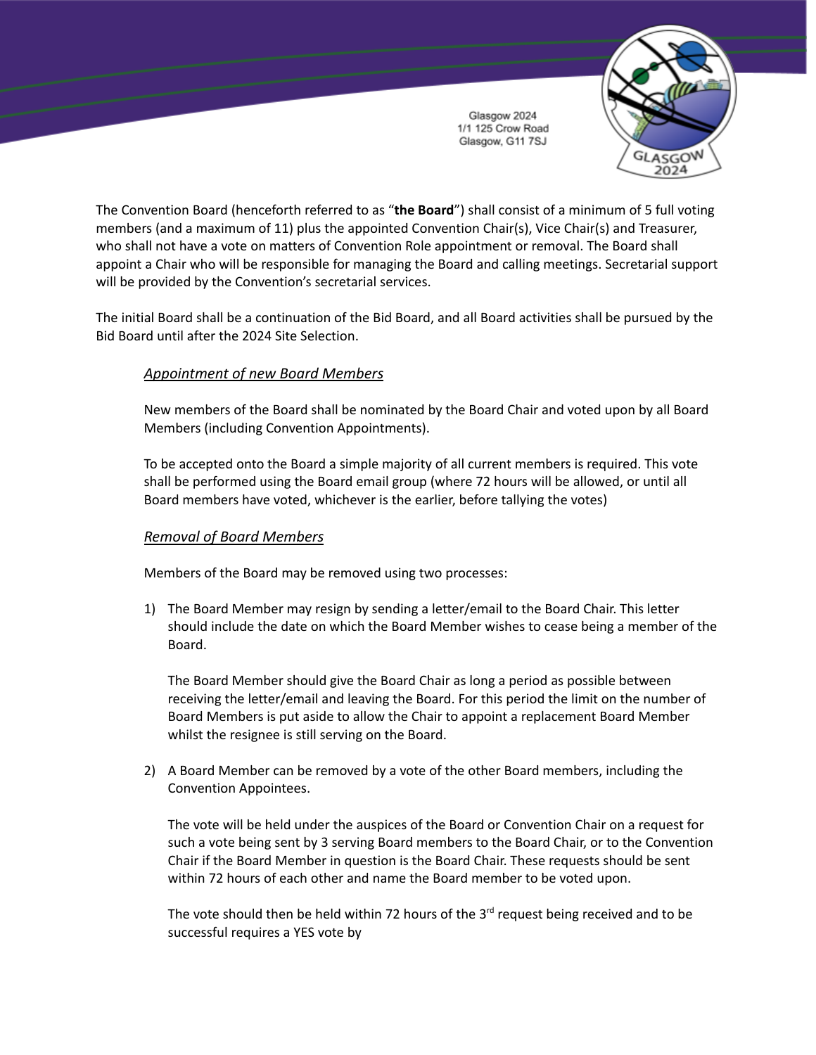The Convention Board (henceforth referred to as "**the Board**") shall consist of a minimum of 5 full voting members (and a maximum of 11) plus the appointed Convention Chair(s), Vice Chair(s) and Treasurer, who shall not have a vote on matters of Convention Role appointment or removal. The Board shall appoint a Chair who will be responsible for managing the Board and calling meetings. Secretarial support will be provided by the Convention's secretarial services.

The initial Board shall be a continuation of the Bid Board, and all Board activities shall be pursued by the Bid Board until after the 2024 Site Selection.

*Appointment of new Board Members*

New members of the Board shall be nominated by the Board Chair and voted upon by all Board Members (including Convention Appointments).

To be accepted onto the Board a simple majority of all current members is required. This vote shall be performed using the Board email group (where 72 hours will be allowed, or until all Board members have voted, whichever is the earlier, before tallying the votes)

*Removal of Board Members*

Members of the Board may be removed using two processes:

1) The Board Member may resign by sending a letter/email to the Board Chair. This letter should include the date on which the Board Member wishes to cease being a member of the Board.

   The Board Member should give the Board Chair as long a period as possible between receiving the letter/email and leaving the Board. For this period the limit on the number of Board Members is put aside to allow the Chair to appoint a replacement Board Member whilst the resignee is still serving on the Board.

2) A Board Member can be removed by a vote of the other Board members, including the Convention Appointees.

   The vote will be held under the auspices of the Board or Convention Chair on a request for such a vote being sent by 3 serving Board members to the Board Chair, or to the Convention Chair if the Board Member in question is the Board Chair. These requests should be sent within 72 hours of each other and name the Board member to be voted upon.

   The vote should then be held within 72 hours of the 3rd request being received and to be successful requires a YES vote by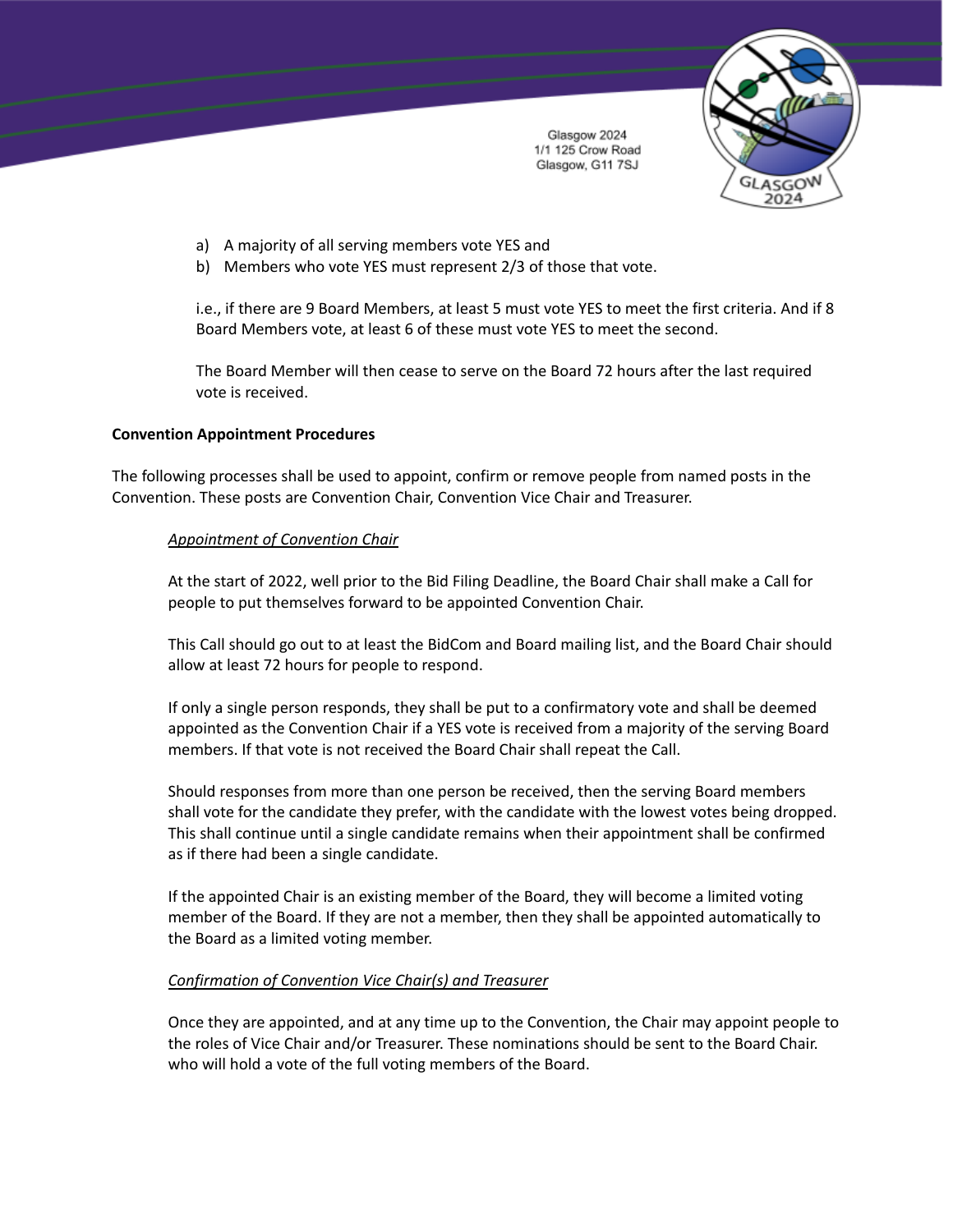a) A majority of all serving members vote YES and
b) Members who vote YES must represent 2/3 of those that vote.

i.e., if there are 9 Board Members, at least 5 must vote YES to meet the first criteria. And if 8 Board Members vote, at least 6 of these must vote YES to meet the second.

The Board Member will then cease to serve on the Board 72 hours after the last required vote is received.

**Convention Appointment Procedures**

The following processes shall be used to appoint, confirm or remove people from named posts in the Convention. These posts are Convention Chair, Convention Vice Chair and Treasurer.

*Appointment of Convention Chair*

At the start of 2022, well prior to the Bid Filing Deadline, the Board Chair shall make a Call for people to put themselves forward to be appointed Convention Chair.

This Call should go out to at least the BidCom and Board mailing list, and the Board Chair should allow at least 72 hours for people to respond.

If only a single person responds, they shall be put to a confirmatory vote and shall be deemed appointed as the Convention Chair if a YES vote is received from a majority of the serving Board members. If that vote is not received the Board Chair shall repeat the Call.

Should responses from more than one person be received, then the serving Board members shall vote for the candidate they prefer, with the candidate with the lowest votes being dropped. This shall continue until a single candidate remains when their appointment shall be confirmed as if there had been a single candidate.

If the appointed Chair is an existing member of the Board, they will become a limited voting member of the Board. If they are not a member, then they shall be appointed automatically to the Board as a limited voting member.

*Confirmation of Convention Vice Chair(s) and Treasurer*

Once they are appointed, and at any time up to the Convention, the Chair may appoint people to the roles of Vice Chair and/or Treasurer. These nominations should be sent to the Board Chair. who will hold a vote of the full voting members of the Board.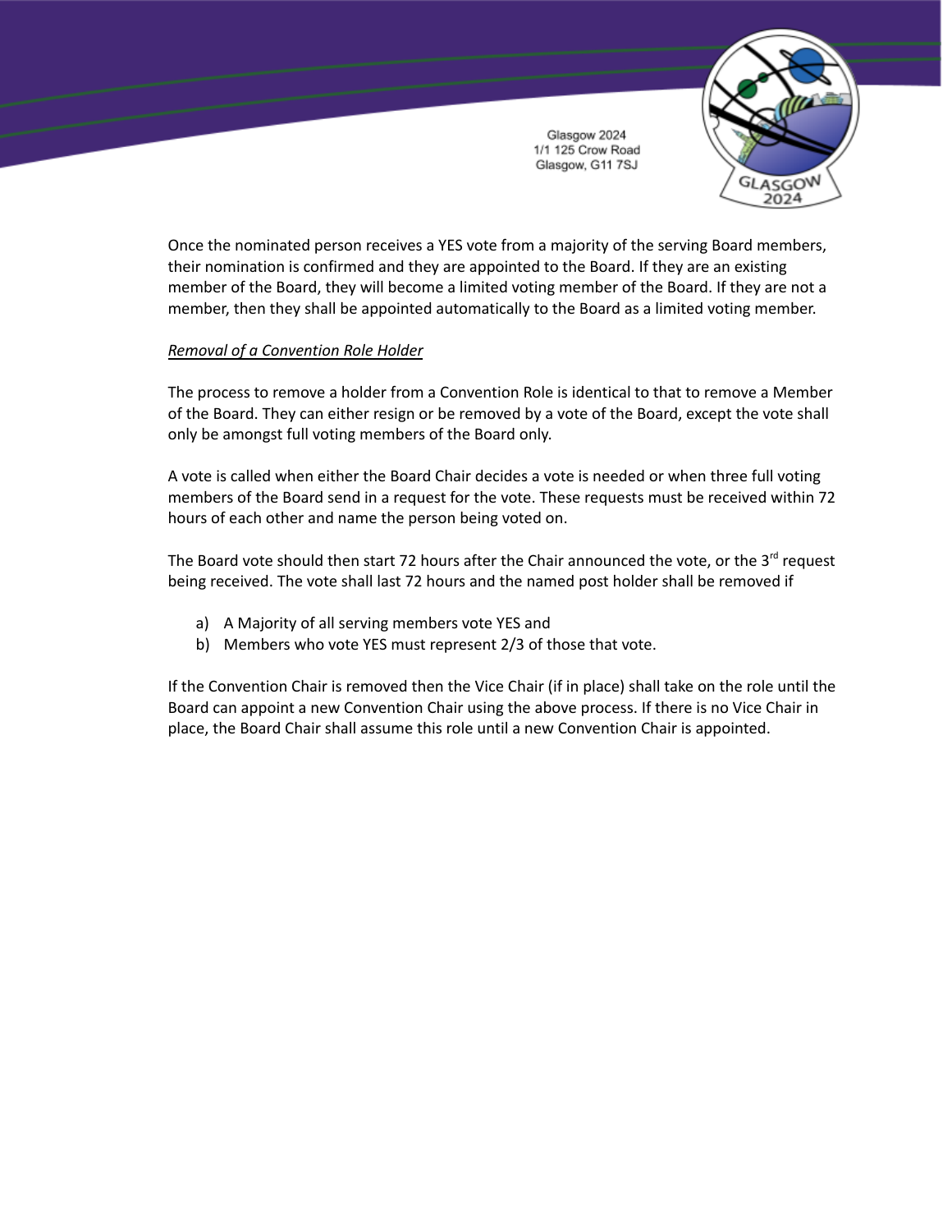Once the nominated person receives a YES vote from a majority of the serving Board members, their nomination is confirmed and they are appointed to the Board. If they are an existing member of the Board, they will become a limited voting member of the Board. If they are not a member, then they shall be appointed automatically to the Board as a limited voting member.

*Removal of a Convention Role Holder*

The process to remove a holder from a Convention Role is identical to that to remove a Member of the Board. They can either resign or be removed by a vote of the Board, except the vote shall only be amongst full voting members of the Board only.

A vote is called when either the Board Chair decides a vote is needed or when three full voting members of the Board send in a request for the vote. These requests must be received within 72 hours of each other and name the person being voted on.

The Board vote should then start 72 hours after the Chair announced the vote, or the 3rd request being received. The vote shall last 72 hours and the named post holder shall be removed if

a) A Majority of all serving members vote YES and
b) Members who vote YES must represent 2/3 of those that vote.

If the Convention Chair is removed then the Vice Chair (if in place) shall take on the role until the Board can appoint a new Convention Chair using the above process. If there is no Vice Chair in place, the Board Chair shall assume this role until a new Convention Chair is appointed.